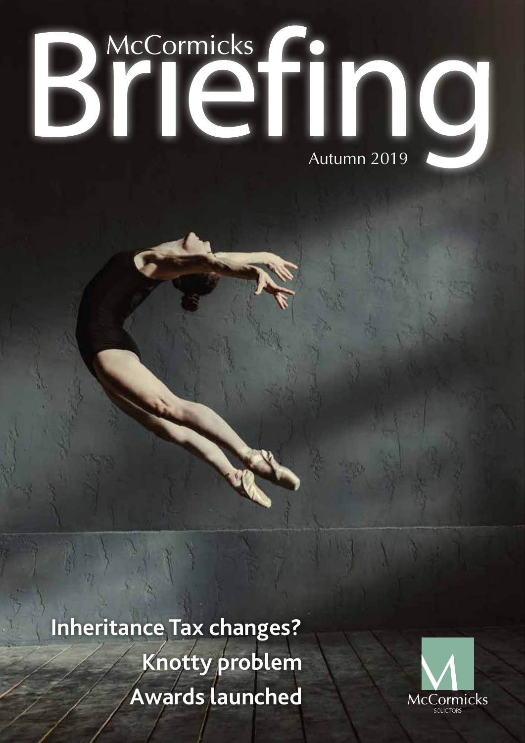# McCormicks Briefing

Autumn 2019

**Inheritance Tax changes?**

**Knotty problem**

**Awards launched**

McCormicks
SOLICITORS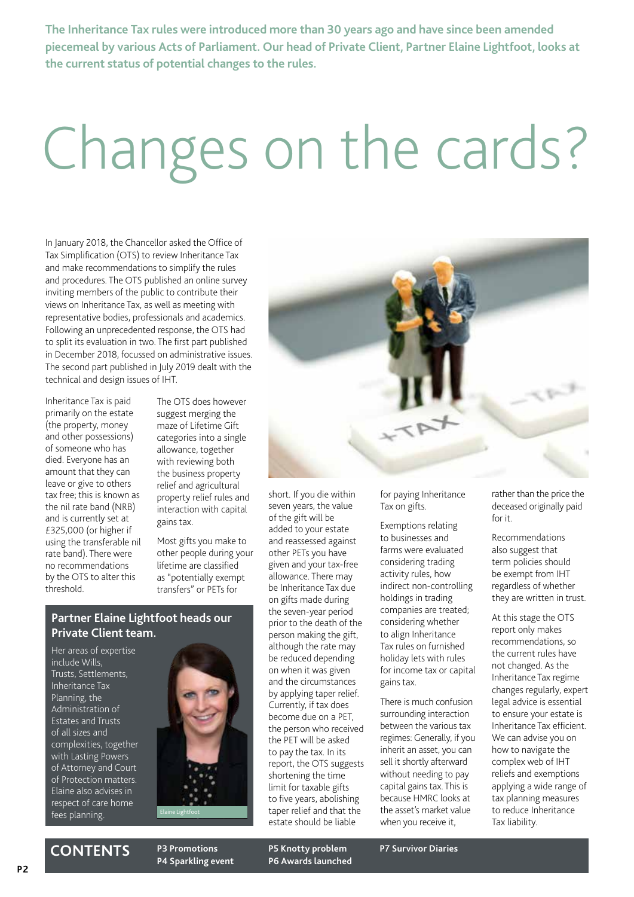**The Inheritance Tax rules were introduced more than 30 years ago and have since been amended piecemeal by various Acts of Parliament. Our head of Private Client, Partner Elaine Lightfoot, looks at the current status of potential changes to the rules.**

# Changes on the cards?

In January 2018, the Chancellor asked the Office of Tax Simplification (OTS) to review Inheritance Tax and make recommendations to simplify the rules and procedures. The OTS published an online survey inviting members of the public to contribute their views on Inheritance Tax, as well as meeting with representative bodies, professionals and academics. Following an unprecedented response, the OTS had to split its evaluation in two. The first part published in December 2018, focussed on administrative issues. The second part published in July 2019 dealt with the technical and design issues of IHT.

Inheritance Tax is paid primarily on the estate (the property, money and other possessions) of someone who has died. Everyone has an amount that they can leave or give to others tax free; this is known as the nil rate band (NRB) and is currently set at £325,000 (or higher if using the transferable nil rate band). There were no recommendations by the OTS to alter this threshold.

The OTS does however suggest merging the maze of Lifetime Gift categories into a single allowance, together with reviewing both the business property relief and agricultural property relief rules and interaction with capital gains tax.

Most gifts you make to other people during your lifetime are classified as "potentially exempt transfers" or PETs for short. If you die within seven years, the value of the gift will be added to your estate and reassessed against other PETs you have given and your tax-free allowance. There may be Inheritance Tax due on gifts made during the seven-year period prior to the death of the person making the gift, although the rate may be reduced depending on when it was given and the circumstances by applying taper relief. Currently, if tax does become due on a PET, the person who received the PET will be asked to pay the tax. In its report, the OTS suggests shortening the time limit for taxable gifts to five years, abolishing taper relief and that the estate should be liable for paying Inheritance Tax on gifts.

Exemptions relating to businesses and farms were evaluated considering trading activity rules, how indirect non-controlling holdings in trading companies are treated; considering whether to align Inheritance Tax rules on furnished holiday lets with rules for income tax or capital gains tax.

There is much confusion surrounding interaction between the various tax regimes: Generally, if you inherit an asset, you can sell it shortly afterward without needing to pay capital gains tax. This is because HMRC looks at the asset's market value when you receive it, rather than the price the deceased originally paid for it.

Recommendations also suggest that term policies should be exempt from IHT regardless of whether they are written in trust.

At this stage the OTS report only makes recommendations, so the current rules have not changed. As the Inheritance Tax regime changes regularly, expert legal advice is essential to ensure your estate is Inheritance Tax efficient. We can advise you on how to navigate the complex web of IHT reliefs and exemptions applying a wide range of tax planning measures to reduce Inheritance Tax liability.

## Partner Elaine Lightfoot heads our Private Client team.

Her areas of expertise include Wills, Trusts, Settlements, Inheritance Tax Planning, the Administration of Estates and Trusts of all sizes and complexities, together with Lasting Powers of Attorney and Court of Protection matters. Elaine also advises in respect of care home fees planning.

Elaine Lightfoot

## CONTENTS

- **P3 Promotions**
- **P4 Sparkling event**
- **P5 Knotty problem**
- **P6 Awards launched**
- **P7 Survivor Diaries**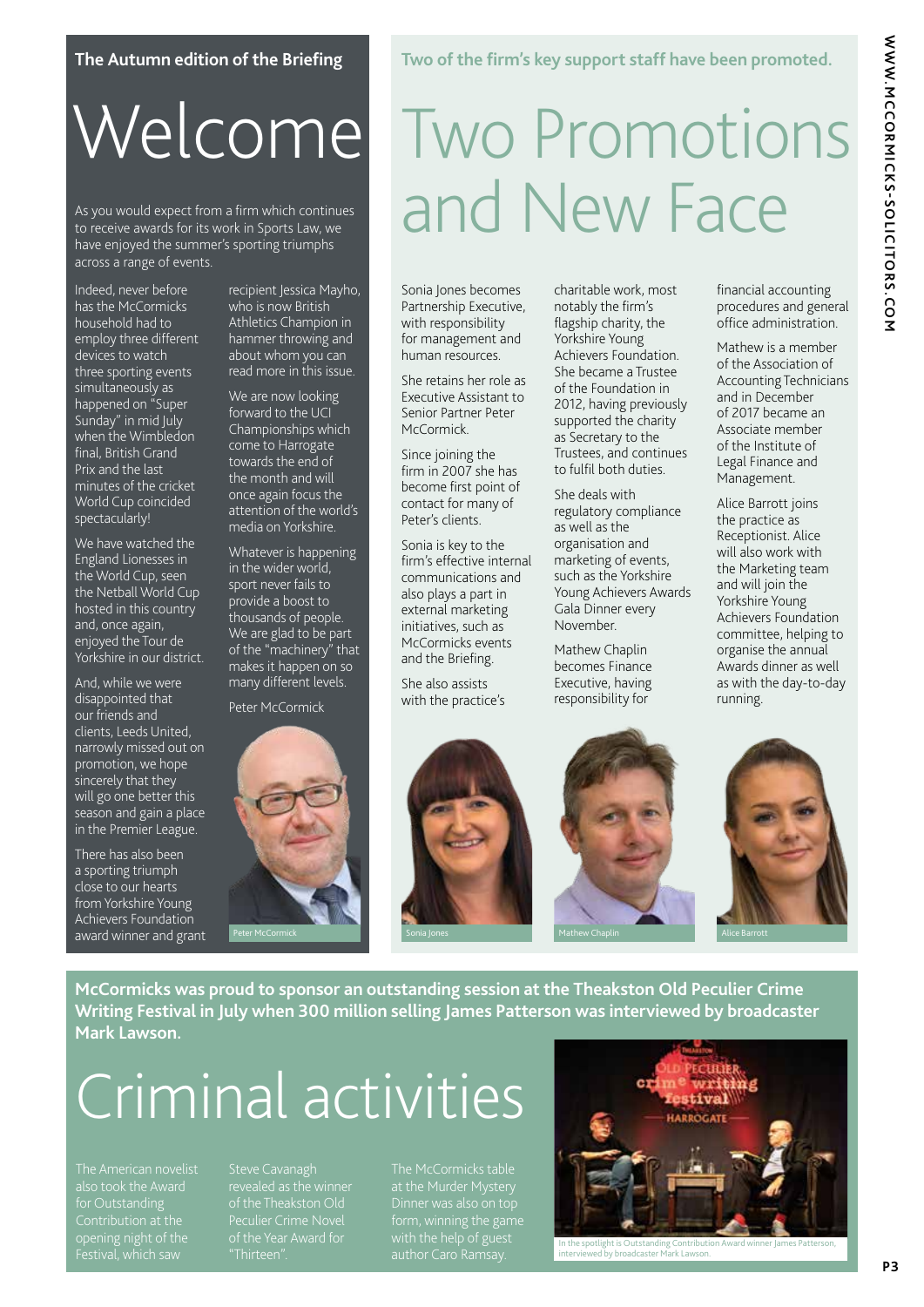The Autumn edition of the Briefing

# Welcome

As you would expect from a firm which continues to receive awards for its work in Sports Law, we have enjoyed the summer's sporting triumphs across a range of events.

Indeed, never before has the McCormicks household had to employ three different devices to watch three sporting events simultaneously as happened on "Super Sunday" in mid July when the Wimbledon final, British Grand Prix and the last minutes of the cricket World Cup coincided spectacularly!

We have watched the England Lionesses in the World Cup, seen the Netball World Cup hosted in this country and, once again, enjoyed the Tour de Yorkshire in our district.

And, while we were disappointed that our friends and clients, Leeds United, narrowly missed out on promotion, we hope sincerely that they will go one better this season and gain a place in the Premier League.

There has also been a sporting triumph close to our hearts from Yorkshire Young Achievers Foundation award winner and grant recipient Jessica Mayho, who is now British Athletics Champion in hammer throwing and about whom you can read more in this issue.

We are now looking forward to the UCI Championships which come to Harrogate towards the end of the month and will once again focus the attention of the world's media on Yorkshire.

Whatever is happening in the wider world, sport never fails to provide a boost to thousands of people. We are glad to be part of the "machinery" that makes it happen on so many different levels.

Peter McCormick

Peter McCormick

Two of the firm's key support staff have been promoted.

# Two Promotions and New Face

Sonia Jones becomes Partnership Executive, with responsibility for management and human resources.

She retains her role as Executive Assistant to Senior Partner Peter McCormick.

Since joining the firm in 2007 she has become first point of contact for many of Peter's clients.

Sonia is key to the firm's effective internal communications and also plays a part in external marketing initiatives, such as McCormicks events and the Briefing.

She also assists with the practice's charitable work, most notably the firm's flagship charity, the Yorkshire Young Achievers Foundation. She became a Trustee of the Foundation in 2012, having previously supported the charity as Secretary to the Trustees, and continues to fulfil both duties.

She deals with regulatory compliance as well as the organisation and marketing of events, such as the Yorkshire Young Achievers Awards Gala Dinner every November.

Mathew Chaplin becomes Finance Executive, having responsibility for financial accounting procedures and general office administration.

Mathew is a member of the Association of Accounting Technicians and in December of 2017 became an Associate member of the Institute of Legal Finance and Management.

Alice Barrott joins the practice as Receptionist. Alice will also work with the Marketing team and will join the Yorkshire Young Achievers Foundation committee, helping to organise the annual Awards dinner as well as with the day-to-day running.

Sonia Jones

Mathew Chaplin

Alice Barrott

**McCormicks was proud to sponsor an outstanding session at the Theakston Old Peculier Crime Writing Festival in July when 300 million selling James Patterson was interviewed by broadcaster Mark Lawson.**

# Criminal activities

The American novelist also took the Award for Outstanding Contribution at the opening night of the Festival, which saw Steve Cavanagh revealed as the winner of the Theakston Old Peculier Crime Novel of the Year Award for "Thirteen".

The McCormicks table at the Murder Mystery Dinner was also on top form, winning the game with the help of guest author Caro Ramsay.

In the spotlight is Outstanding Contribution Award winner James Patterson, interviewed by broadcaster Mark Lawson.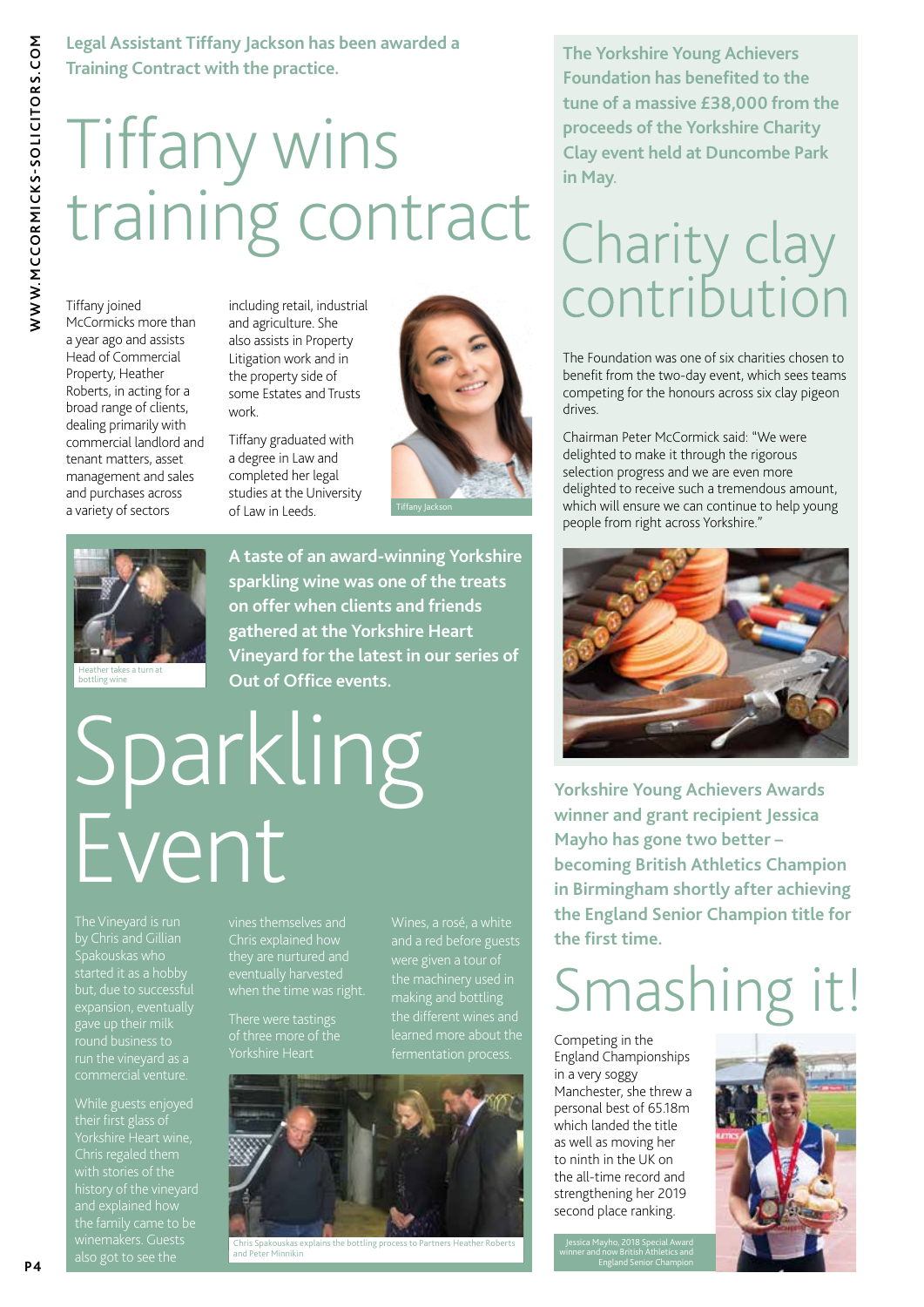Legal Assistant Tiffany Jackson has been awarded a Training Contract with the practice.

# Tiffany wins training contract

Tiffany joined McCormicks more than a year ago and assists Head of Commercial Property, Heather Roberts, in acting for a broad range of clients, dealing primarily with commercial landlord and tenant matters, asset management and sales and purchases across a variety of sectors including retail, industrial and agriculture. She also assists in Property Litigation work and in the property side of some Estates and Trusts work.

Tiffany graduated with a degree in Law and completed her legal studies at the University of Law in Leeds.

Tiffany Jackson

Heather takes a turn at bottling wine

**A taste of an award-winning Yorkshire sparkling wine was one of the treats on offer when clients and friends gathered at the Yorkshire Heart Vineyard for the latest in our series of Out of Office events.**

# Sparkling Event

The Vineyard is run by Chris and Gillian Spakouskas who started it as a hobby but, due to successful expansion, eventually gave up their milk round business to run the vineyard as a commercial venture.

While guests enjoyed their first glass of Yorkshire Heart wine, Chris regaled them with stories of the history of the vineyard and explained how the family came to be winemakers. Guests also got to see the vines themselves and Chris explained how they are nurtured and eventually harvested when the time was right.

There were tastings of three more of the Yorkshire Heart Wines, a rosé, a white and a red before guests were given a tour of the machinery used in making and bottling the different wines and learned more about the fermentation process.

Chris Spakouskas explains the bottling process to Partners Heather Roberts and Peter Minnikin

**The Yorkshire Young Achievers Foundation has benefited to the tune of a massive £38,000 from the proceeds of the Yorkshire Charity Clay event held at Duncombe Park in May.**

# Charity clay contribution

The Foundation was one of six charities chosen to benefit from the two-day event, which sees teams competing for the honours across six clay pigeon drives.

Chairman Peter McCormick said: "We were delighted to make it through the rigorous selection progress and we are even more delighted to receive such a tremendous amount, which will ensure we can continue to help young people from right across Yorkshire."

**Yorkshire Young Achievers Awards winner and grant recipient Jessica Mayho has gone two better – becoming British Athletics Champion in Birmingham shortly after achieving the England Senior Champion title for the first time.**

# Smashing it!

Competing in the England Championships in a very soggy Manchester, she threw a personal best of 65.18m which landed the title as well as moving her to ninth in the UK on the all-time record and strengthening her 2019 second place ranking.

Jessica Mayho, 2018 Special Award winner and now British Athletics and England Senior Champion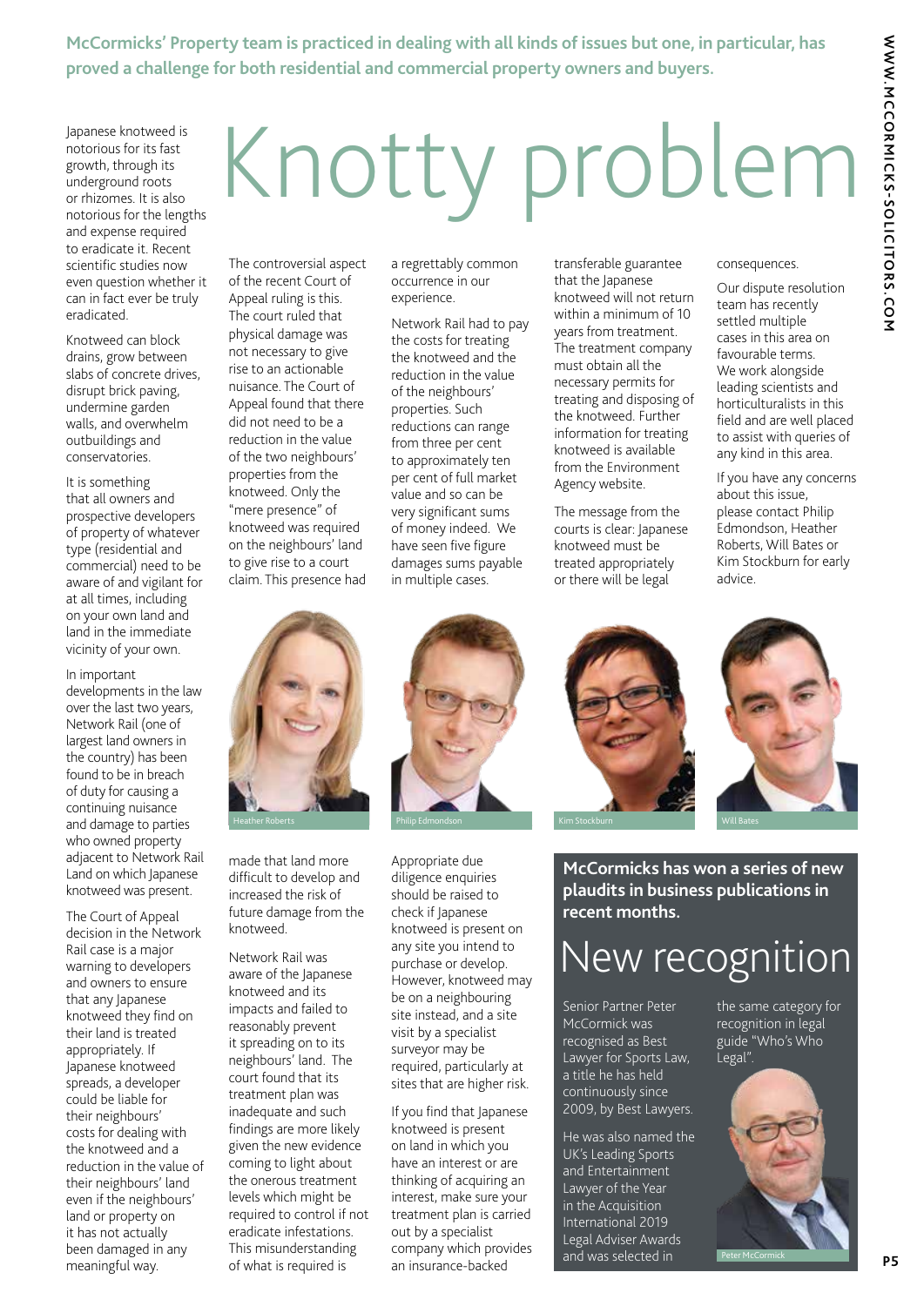**McCormicks' Property team is practiced in dealing with all kinds of issues but one, in particular, has proved a challenge for both residential and commercial property owners and buyers.**

# Knotty problem

Japanese knotweed is notorious for its fast growth, through its underground roots or rhizomes. It is also notorious for the lengths and expense required to eradicate it. Recent scientific studies now even question whether it can in fact ever be truly eradicated.

Knotweed can block drains, grow between slabs of concrete drives, disrupt brick paving, undermine garden walls, and overwhelm outbuildings and conservatories.

It is something that all owners and prospective developers of property of whatever type (residential and commercial) need to be aware of and vigilant for at all times, including on your own land and land in the immediate vicinity of your own.

In important developments in the law over the last two years, Network Rail (one of largest land owners in the country) has been found to be in breach of duty for causing a continuing nuisance and damage to parties who owned property adjacent to Network Rail Land on which Japanese knotweed was present.

The Court of Appeal decision in the Network Rail case is a major warning to developers and owners to ensure that any Japanese knotweed they find on their land is treated appropriately. If Japanese knotweed spreads, a developer could be liable for their neighbours' costs for dealing with the knotweed and a reduction in the value of their neighbours' land even if the neighbours' land or property on it has not actually been damaged in any meaningful way.

The controversial aspect of the recent Court of Appeal ruling is this. The court ruled that physical damage was not necessary to give rise to an actionable nuisance. The Court of Appeal found that there did not need to be a reduction in the value of the two neighbours' properties from the knotweed. Only the "mere presence" of knotweed was required on the neighbours' land to give rise to a court claim. This presence had made that land more difficult to develop and increased the risk of future damage from the knotweed.

Network Rail was aware of the Japanese knotweed and its impacts and failed to reasonably prevent it spreading on to its neighbours' land. The court found that its treatment plan was inadequate and such findings are more likely given the new evidence coming to light about the onerous treatment levels which might be required to control if not eradicate infestations. This misunderstanding of what is required is a regrettably common occurrence in our experience.

Network Rail had to pay the costs for treating the knotweed and the reduction in the value of the neighbours' properties. Such reductions can range from three per cent to approximately ten per cent of full market value and so can be very significant sums of money indeed. We have seen five figure damages sums payable in multiple cases.

Appropriate due diligence enquiries should be raised to check if Japanese knotweed is present on any site you intend to purchase or develop. However, knotweed may be on a neighbouring site instead, and a site visit by a specialist surveyor may be required, particularly at sites that are higher risk.

If you find that Japanese knotweed is present on land in which you have an interest or are thinking of acquiring an interest, make sure your treatment plan is carried out by a specialist company which provides an insurance-backed transferable guarantee that the Japanese knotweed will not return within a minimum of 10 years from treatment. The treatment company must obtain all the necessary permits for treating and disposing of the knotweed. Further information for treating knotweed is available from the Environment Agency website.

The message from the courts is clear: Japanese knotweed must be treated appropriately or there will be legal consequences.

Our dispute resolution team has recently settled multiple cases in this area on favourable terms. We work alongside leading scientists and horticulturalists in this field and are well placed to assist with queries of any kind in this area.

If you have any concerns about this issue, please contact Philip Edmondson, Heather Roberts, Will Bates or Kim Stockburn for early advice.

Heather Roberts

Philip Edmondson

Kim Stockburn

Will Bates

**McCormicks has won a series of new plaudits in business publications in recent months.**

# New recognition

Senior Partner Peter McCormick was recognised as Best Lawyer for Sports Law, a title he has held continuously since 2009, by Best Lawyers.

He was also named the UK's Leading Sports and Entertainment Lawyer of the Year in the Acquisition International 2019 Legal Adviser Awards and was selected in the same category for recognition in legal guide "Who's Who Legal".

Peter McCormick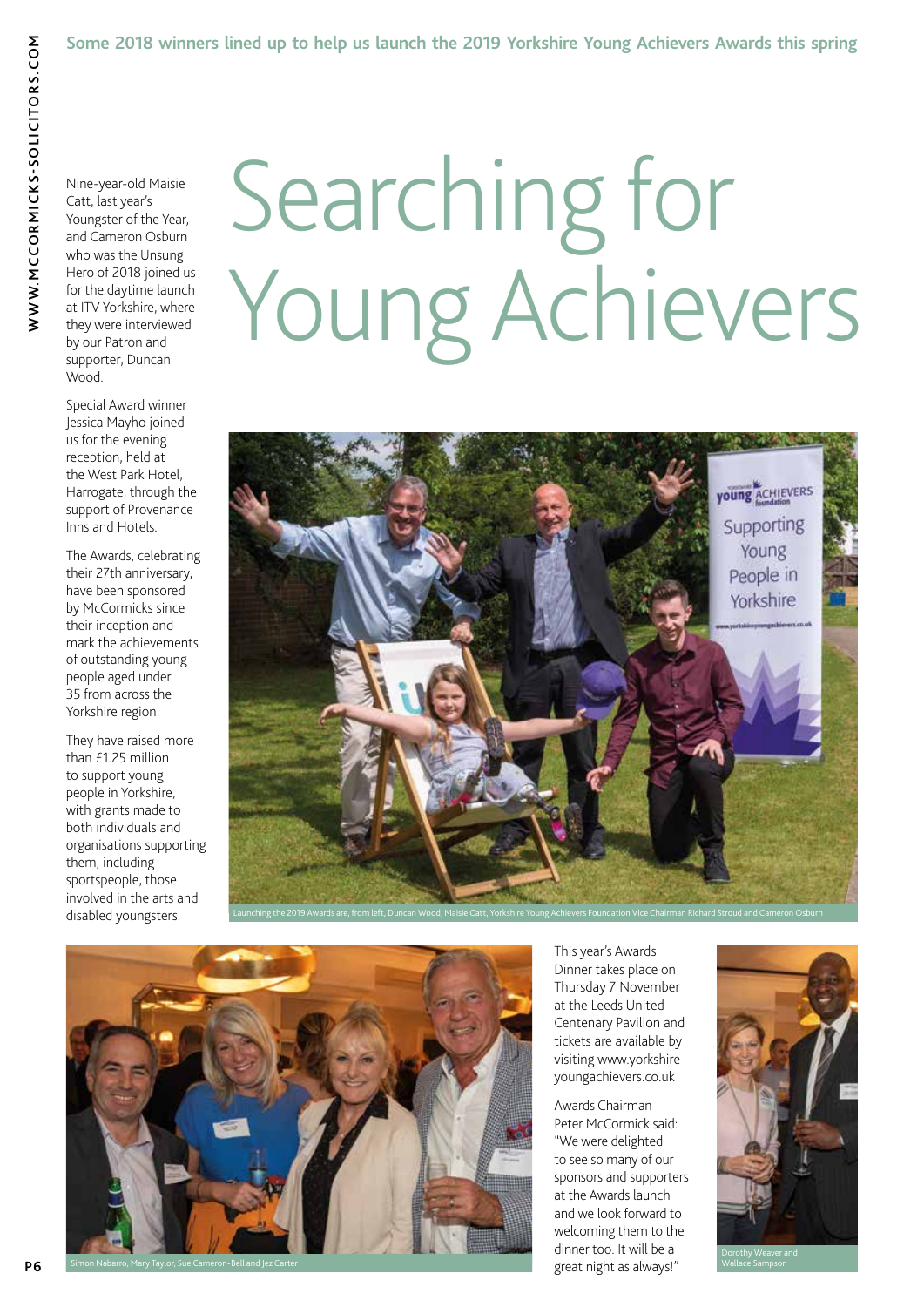Some 2018 winners lined up to help us launch the 2019 Yorkshire Young Achievers Awards this spring

# Searching for Young Achievers

Nine-year-old Maisie Catt, last year's Youngster of the Year, and Cameron Osburn who was the Unsung Hero of 2018 joined us for the daytime launch at ITV Yorkshire, where they were interviewed by our Patron and supporter, Duncan Wood.

Special Award winner Jessica Mayho joined us for the evening reception, held at the West Park Hotel, Harrogate, through the support of Provenance Inns and Hotels.

The Awards, celebrating their 27th anniversary, have been sponsored by McCormicks since their inception and mark the achievements of outstanding young people aged under 35 from across the Yorkshire region.

They have raised more than £1.25 million to support young people in Yorkshire, with grants made to both individuals and organisations supporting them, including sportspeople, those involved in the arts and disabled youngsters.

Launching the 2019 Awards are, from left, Duncan Wood, Maisie Catt, Yorkshire Young Achievers Foundation Vice Chairman Richard Stroud and Cameron Osburn

Simon Nabarro, Mary Taylor, Sue Cameron-Bell and Jez Carter

This year's Awards Dinner takes place on Thursday 7 November at the Leeds United Centenary Pavilion and tickets are available by visiting www.yorkshireyoungachievers.co.uk

Awards Chairman Peter McCormick said: "We were delighted to see so many of our sponsors and supporters at the Awards launch and we look forward to welcoming them to the dinner too. It will be a great night as always!"

Dorothy Weaver and Wallace Sampson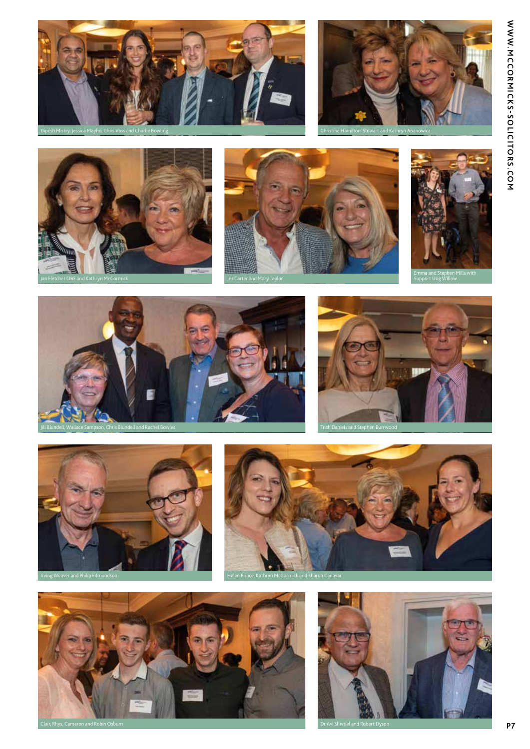Dipesh Mistry, Jessica Mayho, Chris Vass and Charlie Bowling

Christine Hamilton-Stewart and Kathryn Apanowicz

Jan Fletcher OBE and Kathryn McCormick

Jez Carter and Mary Taylor

Emma and Stephen Mills with Support Dog Willow

Jill Blundell, Wallace Sampson, Chris Blundell and Rachel Bowles

Trish Daniels and Stephen Burrwood

Irving Weaver and Philip Edmondson

Helen Prince, Kathryn McCormick and Sharon Canavar

Clair, Rhys, Cameron and Robin Osburn

Dr Avi Shivtiel and Robert Dyson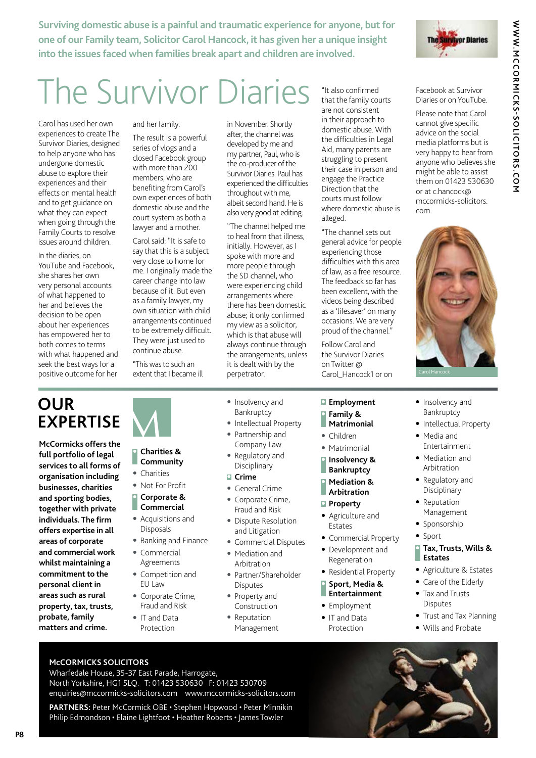**Surviving domestic abuse is a painful and traumatic experience for anyone, but for one of our Family team, Solicitor Carol Hancock, it has given her a unique insight into the issues faced when families break apart and children are involved.**

# The Survivor Diaries

Carol has used her own experiences to create The Survivor Diaries, designed to help anyone who has undergone domestic abuse to explore their experiences and their effects on mental health and to get guidance on what they can expect when going through the Family Courts to resolve issues around children.

In the diaries, on YouTube and Facebook, she shares her own very personal accounts of what happened to her and believes the decision to be open about her experiences has empowered her to both come to terms with what happened and seek the best ways for a positive outcome for her and her family.

The result is a powerful series of vlogs and a closed Facebook group with more than 200 members, who are benefiting from Carol's own experiences of both domestic abuse and the court system as both a lawyer and a mother.

Carol said: "It is safe to say that this is a subject very close to home for me. I originally made the career change into law because of it. But even as a family lawyer, my own situation with child arrangements continued to be extremely difficult. They were just used to continue abuse.

"This was to such an extent that I became ill in November. Shortly after, the channel was developed by me and my partner, Paul, who is the co-producer of the Survivor Diaries. Paul has experienced the difficulties throughout with me, albeit second hand. He is also very good at editing.

"The channel helped me to heal from that illness, initially. However, as I spoke with more and more people through the SD channel, who were experiencing child arrangements where there has been domestic abuse; it only confirmed my view as a solicitor, which is that abuse will always continue through the arrangements, unless it is dealt with by the perpetrator.

"It also confirmed that the family courts are not consistent in their approach to domestic abuse. With the difficulties in Legal Aid, many parents are struggling to present their case in person and engage the Practice Direction that the courts must follow where domestic abuse is alleged.

"The channel sets out general advice for people experiencing those difficulties with this area of law, as a free resource. The feedback so far has been excellent, with the videos being described as a 'lifesaver' on many occasions. We are very proud of the channel."

Follow Carol and the Survivor Diaries on Twitter @ Carol_Hancock1 or on Facebook at Survivor Diaries or on YouTube.

Please note that Carol cannot give specific advice on the social media platforms but is very happy to hear from anyone who believes she might be able to assist them on 01423 530630 or at c.hancock@mccormicks-solicitors.com.

Carol Hancock

## OUR EXPERTISE

**McCormicks offers the full portfolio of legal services to all forms of organisation including businesses, charities and sporting bodies, together with private individuals. The firm offers expertise in all areas of corporate and commercial work whilst maintaining a commitment to the personal client in areas such as rural property, tax, trusts, probate, family matters and crime.**

**Charities & Community**
- Charities
- Not For Profit

**Corporate & Commercial**
- Acquisitions and Disposals
- Banking and Finance
- Commercial Agreements
- Competition and EU Law
- Corporate Crime, Fraud and Risk
- IT and Data Protection
- Insolvency and Bankruptcy
- Intellectual Property
- Partnership and Company Law
- Regulatory and Disciplinary

**Crime**
- General Crime
- Corporate Crime, Fraud and Risk
- Dispute Resolution and Litigation
- Commercial Disputes
- Mediation and Arbitration
- Partner/Shareholder Disputes
- Property and Construction
- Reputation Management

**Employment**

**Family & Matrimonial**
- Children
- Matrimonial

**Insolvency & Bankruptcy**

**Mediation & Arbitration**

**Property**
- Agriculture and Estates
- Commercial Property
- Development and Regeneration
- Residential Property

**Sport, Media & Entertainment**
- Employment
- IT and Data Protection
- Insolvency and Bankruptcy
- Intellectual Property
- Media and Entertainment
- Mediation and Arbitration
- Regulatory and Disciplinary
- Reputation Management
- Sponsorship
- Sport

**Tax, Trusts, Wills & Estates**
- Agriculture & Estates
- Care of the Elderly
- Tax and Trusts Disputes
- Trust and Tax Planning
- Wills and Probate

**McCORMICKS SOLICITORS**
Wharfedale House, 35-37 East Parade, Harrogate,
North Yorkshire, HG1 5LQ. T: 01423 530630 F: 01423 530709
enquiries@mccormicks-solicitors.com www.mccormicks-solicitors.com

**PARTNERS:** Peter McCormick OBE • Stephen Hopwood • Peter Minnikin
Philip Edmondson • Elaine Lightfoot • Heather Roberts • James Towler